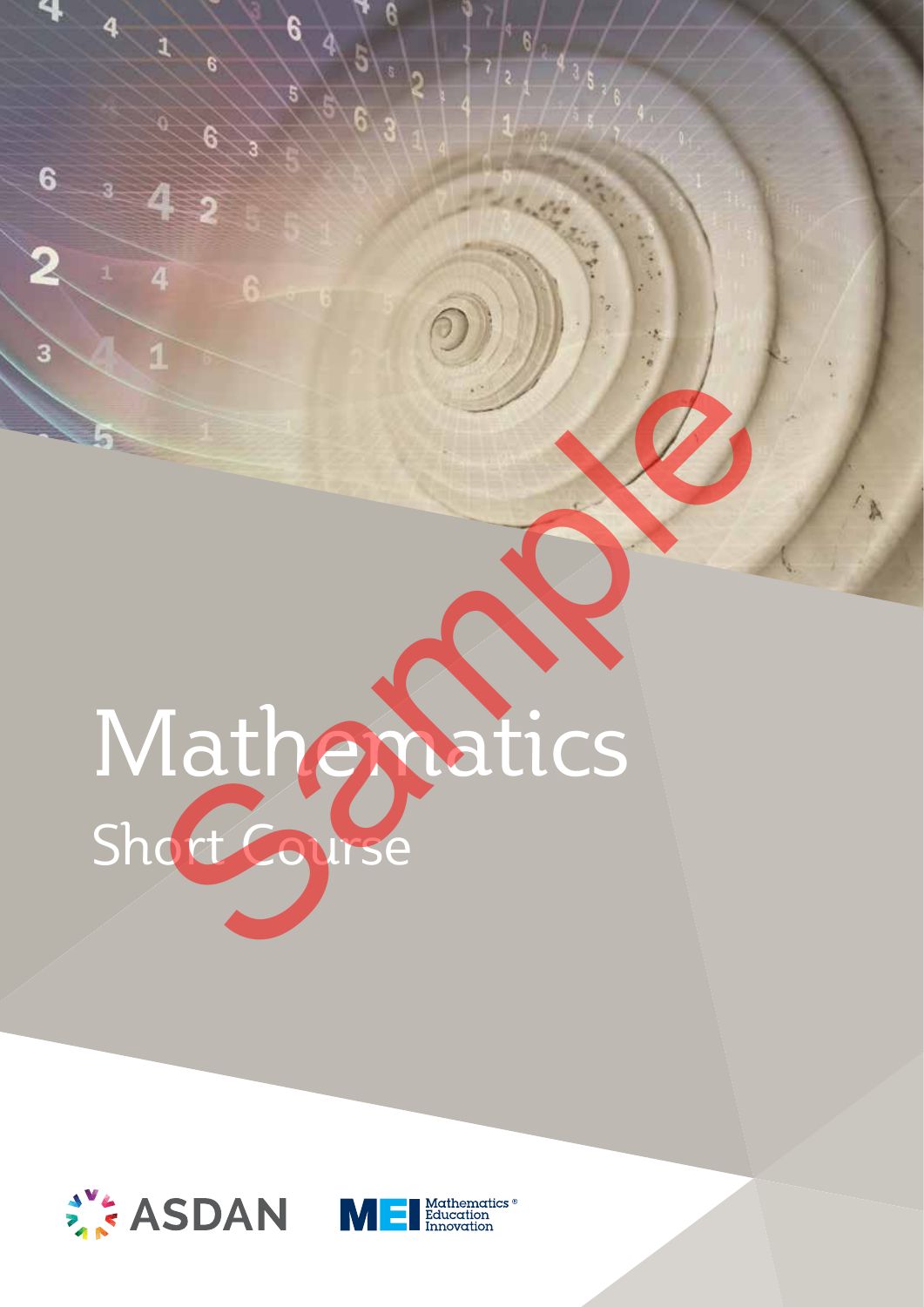# Mathematics

## Short Course

ASDAN

MEI Mathematics Education Innovation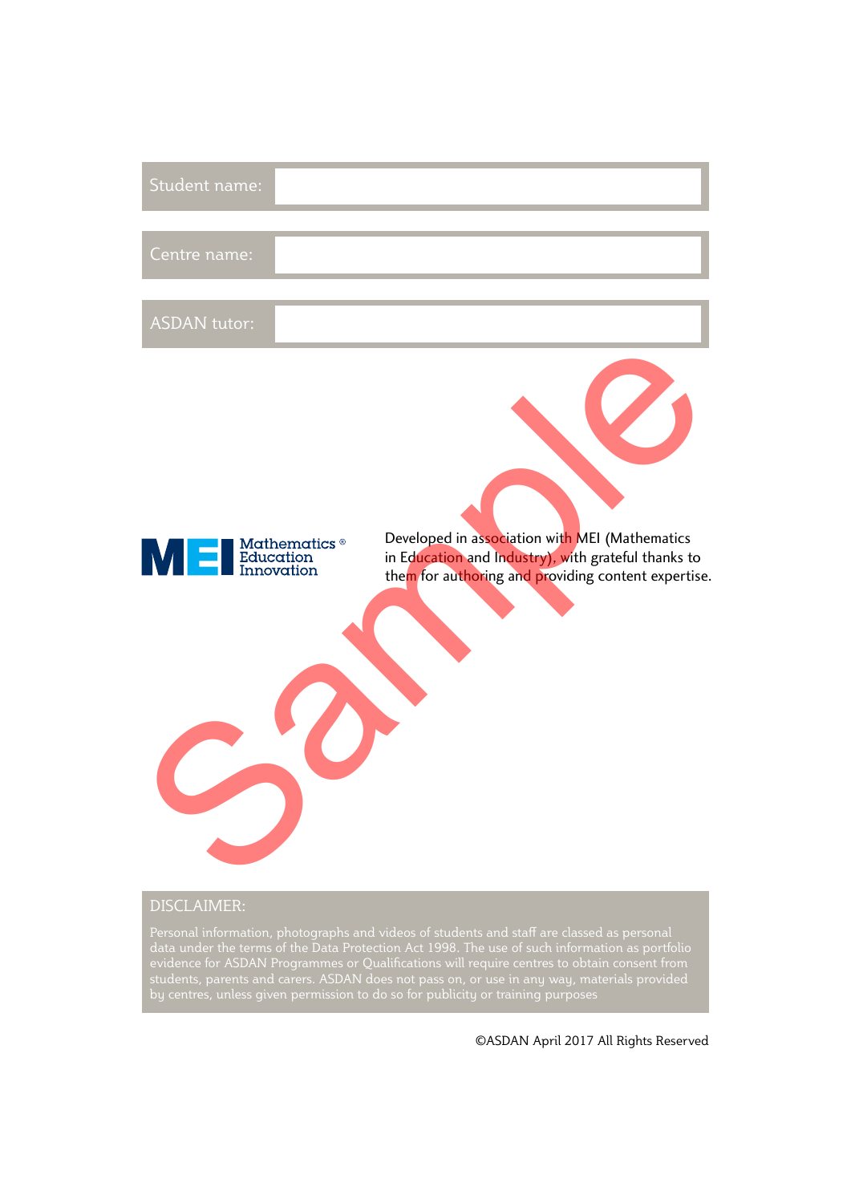| | |
|---|---|
| Student name: | |
| Centre name: | |
| ASDAN tutor: | |

Mathematics Education Innovation

Developed in association with MEI (Mathematics in Education and Industry), with grateful thanks to them for authoring and providing content expertise.

Sample

DISCLAIMER:

Personal information, photographs and videos of students and staff are classed as personal data under the terms of the Data Protection Act 1998. The use of such information as portfolio evidence for ASDAN Programmes or Qualifications will require centres to obtain consent from students, parents and carers. ASDAN does not pass on, or use in any way, materials provided by centres, unless given permission to do so for publicity or training purposes

©ASDAN April 2017 All Rights Reserved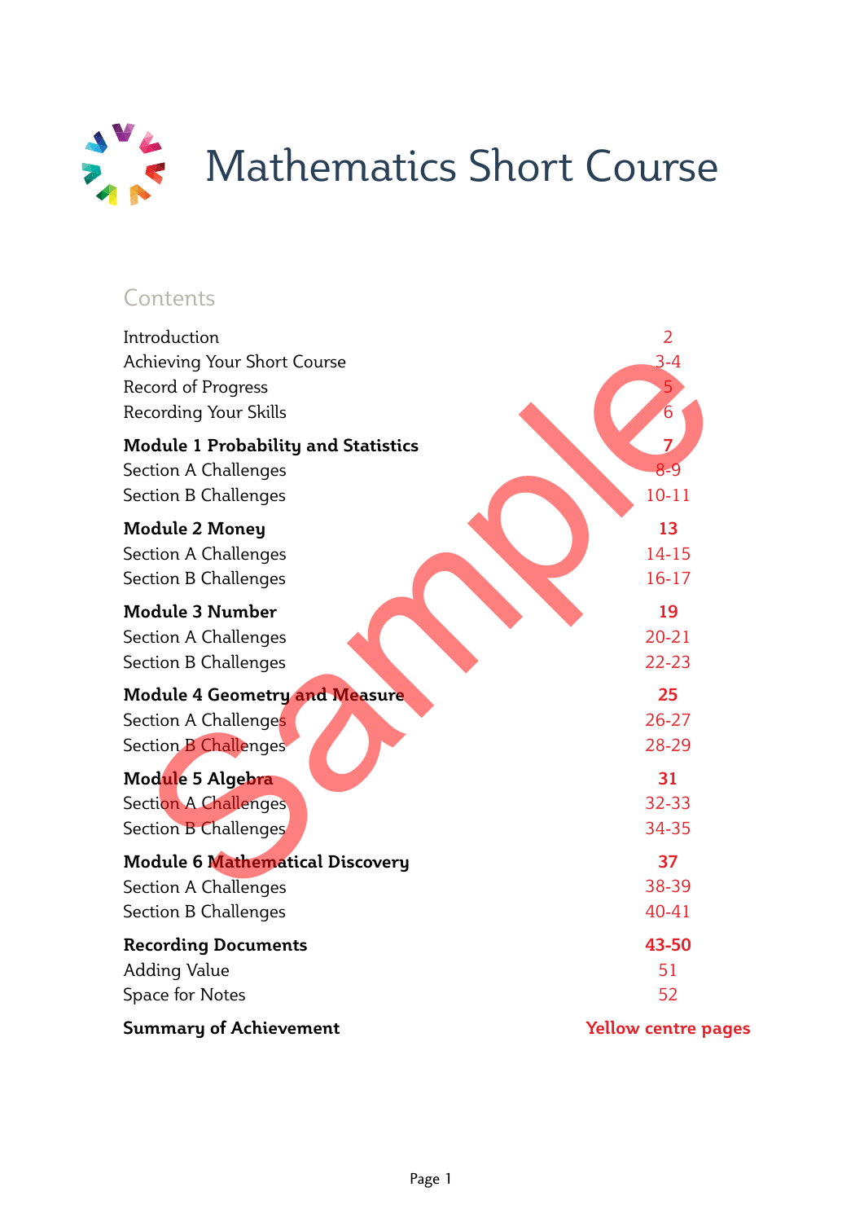# Mathematics Short Course

## Contents

| | |
|---|---|
| Introduction | 2 |
| Achieving Your Short Course | 3-4 |
| Record of Progress | 5 |
| Recording Your Skills | 6 |
| **Module 1 Probability and Statistics** | **7** |
| Section A Challenges | 8-9 |
| Section B Challenges | 10-11 |
| **Module 2 Money** | **13** |
| Section A Challenges | 14-15 |
| Section B Challenges | 16-17 |
| **Module 3 Number** | **19** |
| Section A Challenges | 20-21 |
| Section B Challenges | 22-23 |
| **Module 4 Geometry and Measure** | **25** |
| Section A Challenges | 26-27 |
| Section B Challenges | 28-29 |
| **Module 5 Algebra** | **31** |
| Section A Challenges | 32-33 |
| Section B Challenges | 34-35 |
| **Module 6 Mathematical Discovery** | **37** |
| Section A Challenges | 38-39 |
| Section B Challenges | 40-41 |
| **Recording Documents** | **43-50** |
| Adding Value | 51 |
| Space for Notes | 52 |
| **Summary of Achievement** | **Yellow centre pages** |

Sample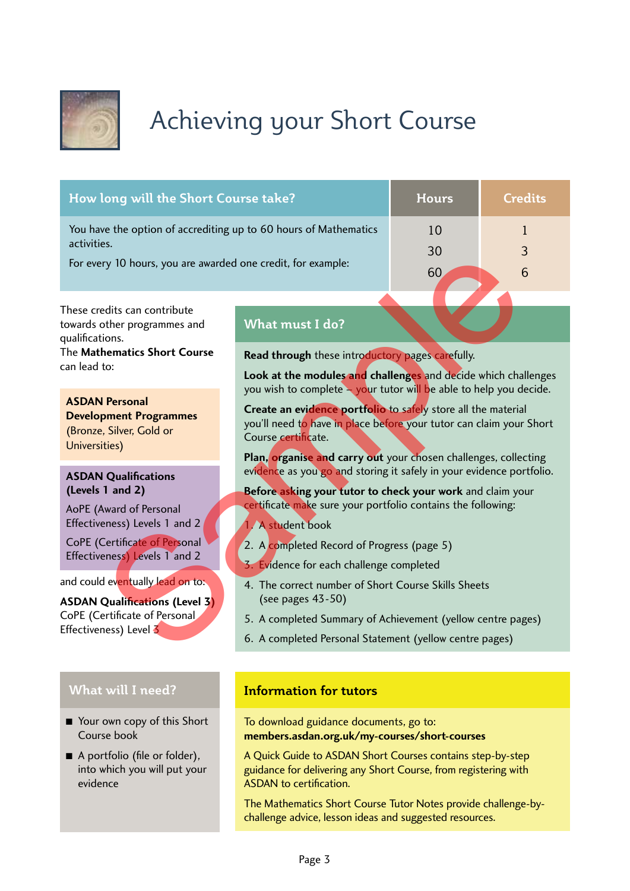# Achieving your Short Course

| How long will the Short Course take? | Hours | Credits |
|---|---|---|
| You have the option of accrediting up to 60 hours of Mathematics activities. For every 10 hours, you are awarded one credit, for example: | 10 | 1 |
| | 30 | 3 |
| | 60 | 6 |

These credits can contribute towards other programmes and qualifications.

The **Mathematics Short Course** can lead to:

**ASDAN Personal Development Programmes** (Bronze, Silver, Gold or Universities)

**ASDAN Qualifications (Levels 1 and 2)**

AoPE (Award of Personal Effectiveness) Levels 1 and 2

CoPE (Certificate of Personal Effectiveness) Levels 1 and 2

and could eventually lead on to:

**ASDAN Qualifications (Level 3)** CoPE (Certificate of Personal Effectiveness) Level 3

## What must I do?

**Read through** these introductory pages carefully.

**Look at the modules and challenges** and decide which challenges you wish to complete – your tutor will be able to help you decide.

**Create an evidence portfolio** to safely store all the material you'll need to have in place before your tutor can claim your Short Course certificate.

**Plan, organise and carry out** your chosen challenges, collecting evidence as you go and storing it safely in your evidence portfolio.

**Before asking your tutor to check your work** and claim your certificate make sure your portfolio contains the following:

1. A student book
2. A completed Record of Progress (page 5)
3. Evidence for each challenge completed
4. The correct number of Short Course Skills Sheets (see pages 43-50)
5. A completed Summary of Achievement (yellow centre pages)
6. A completed Personal Statement (yellow centre pages)

## What will I need?

- Your own copy of this Short Course book
- A portfolio (file or folder), into which you will put your evidence

## Information for tutors

To download guidance documents, go to:
**members.asdan.org.uk/my-courses/short-courses**

A Quick Guide to ASDAN Short Courses contains step-by-step guidance for delivering any Short Course, from registering with ASDAN to certification.

The Mathematics Short Course Tutor Notes provide challenge-by-challenge advice, lesson ideas and suggested resources.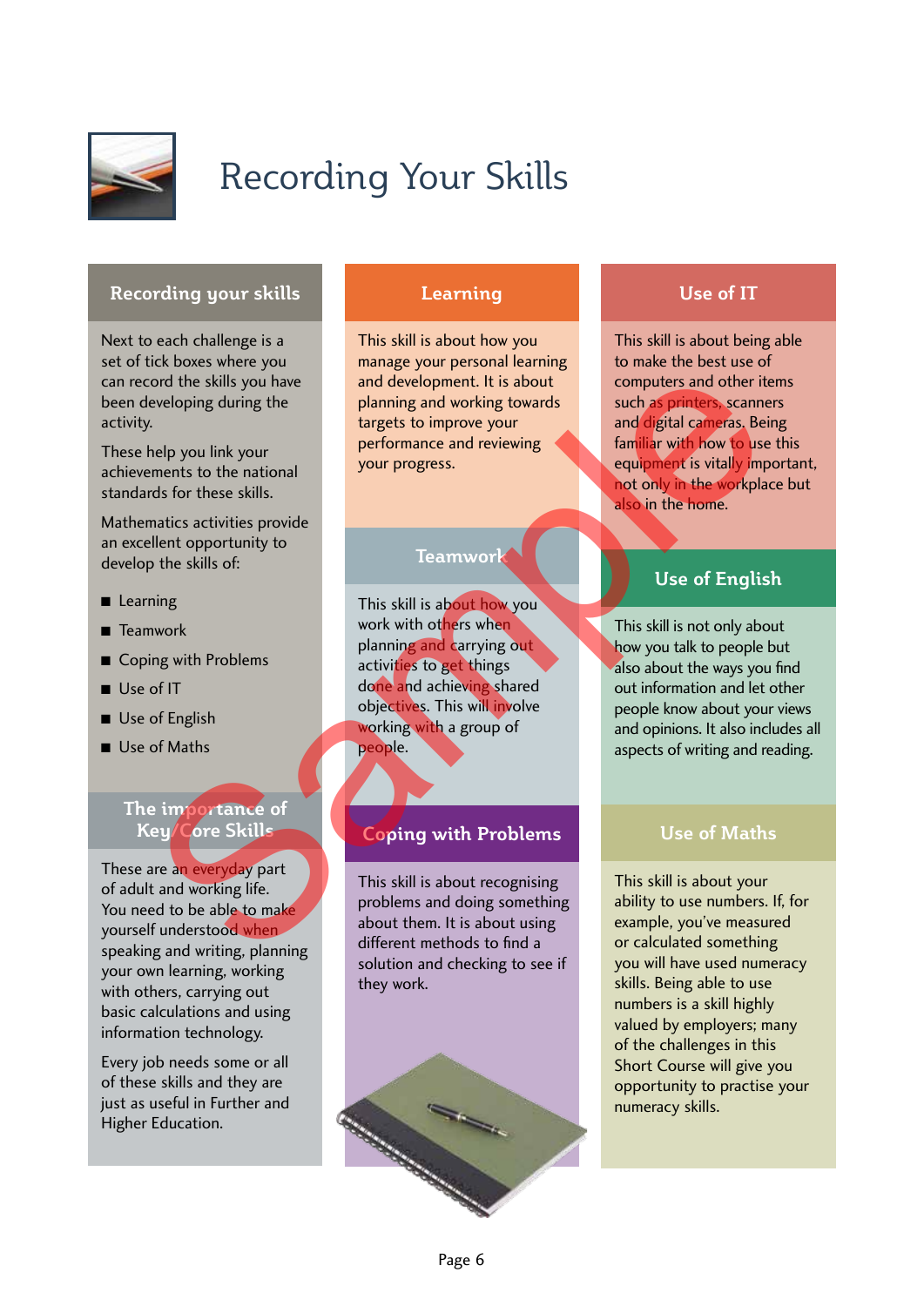// Recording Your Skills

## Recording your skills

Next to each challenge is a set of tick boxes where you can record the skills you have been developing during the activity.

These help you link your achievements to the national standards for these skills.

Mathematics activities provide an excellent opportunity to develop the skills of:

- Learning
- Teamwork
- Coping with Problems
- Use of IT
- Use of English
- Use of Maths

## The importance of Key/Core Skills

These are an everyday part of adult and working life. You need to be able to make yourself understood when speaking and writing, planning your own learning, working with others, carrying out basic calculations and using information technology.

Every job needs some or all of these skills and they are just as useful in Further and Higher Education.

## Learning

This skill is about how you manage your personal learning and development. It is about planning and working towards targets to improve your performance and reviewing your progress.

## Teamwork

This skill is about how you work with others when planning and carrying out activities to get things done and achieving shared objectives. This will involve working with a group of people.

## Coping with Problems

This skill is about recognising problems and doing something about them. It is about using different methods to find a solution and checking to see if they work.

## Use of IT

This skill is about being able to make the best use of computers and other items such as printers, scanners and digital cameras. Being familiar with how to use this equipment is vitally important, not only in the workplace but also in the home.

## Use of English

This skill is not only about how you talk to people but also about the ways you find out information and let other people know about your views and opinions. It also includes all aspects of writing and reading.

## Use of Maths

This skill is about your ability to use numbers. If, for example, you've measured or calculated something you will have used numeracy skills. Being able to use numbers is a skill highly valued by employers; many of the challenges in this Short Course will give you opportunity to practise your numeracy skills.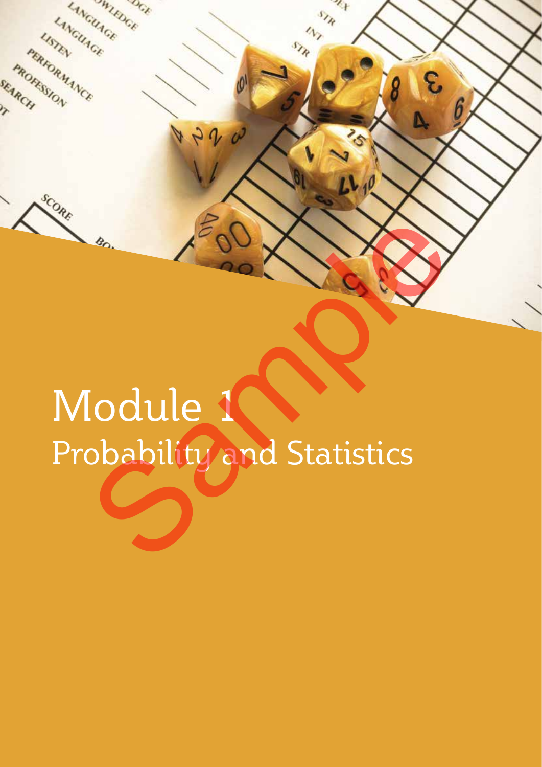# Module 1

## Probability and Statistics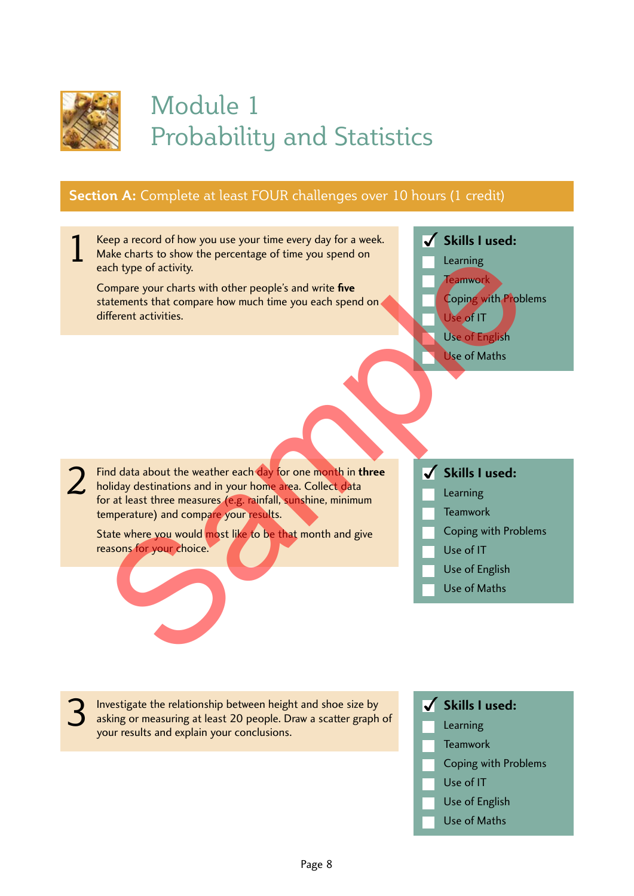# Module 1
# Probability and Statistics

## Section A: Complete at least FOUR challenges over 10 hours (1 credit)

**1** Keep a record of how you use your time every day for a week. Make charts to show the percentage of time you spend on each type of activity.

Compare your charts with other people's and write **five** statements that compare how much time you each spend on different activities.

**✓ Skills I used:**
- ☐ Learning
- ☐ Teamwork
- ☐ Coping with Problems
- ☐ Use of IT
- ☐ Use of English
- ☐ Use of Maths

**2** Find data about the weather each day for one month in **three** holiday destinations and in your home area. Collect data for at least three measures (e.g. rainfall, sunshine, minimum temperature) and compare your results.

State where you would most like to be that month and give reasons for your choice.

**✓ Skills I used:**
- ☐ Learning
- ☐ Teamwork
- ☐ Coping with Problems
- ☐ Use of IT
- ☐ Use of English
- ☐ Use of Maths

**3** Investigate the relationship between height and shoe size by asking or measuring at least 20 people. Draw a scatter graph of your results and explain your conclusions.

**✓ Skills I used:**
- ☐ Learning
- ☐ Teamwork
- ☐ Coping with Problems
- ☐ Use of IT
- ☐ Use of English
- ☐ Use of Maths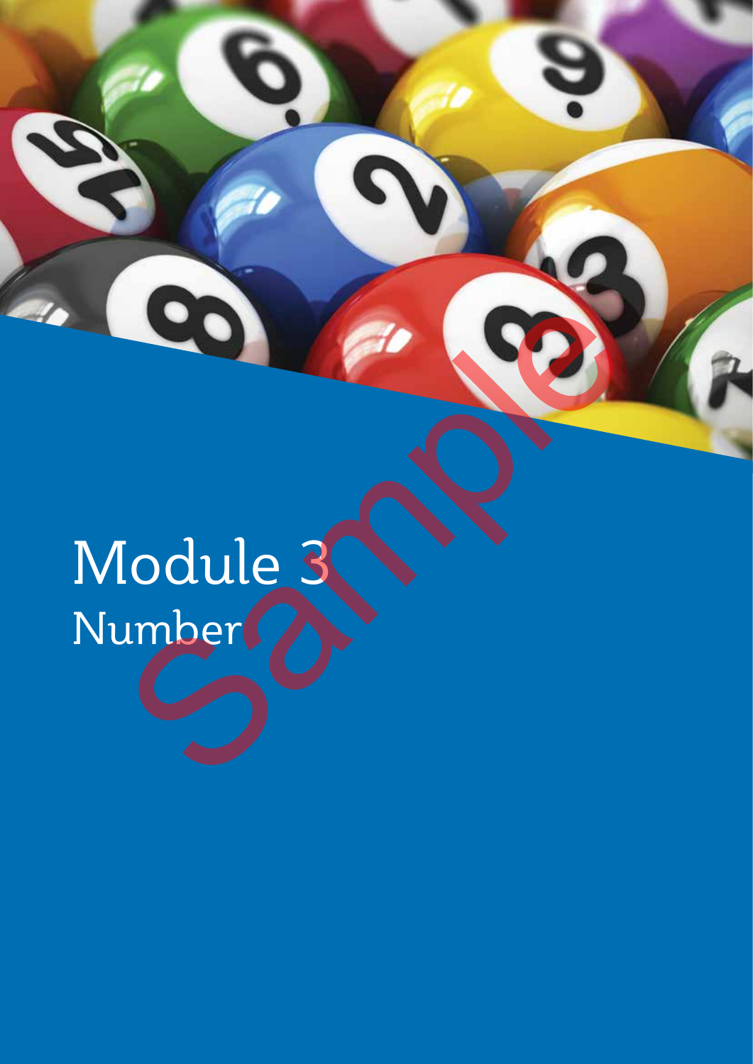# Module 3
## Number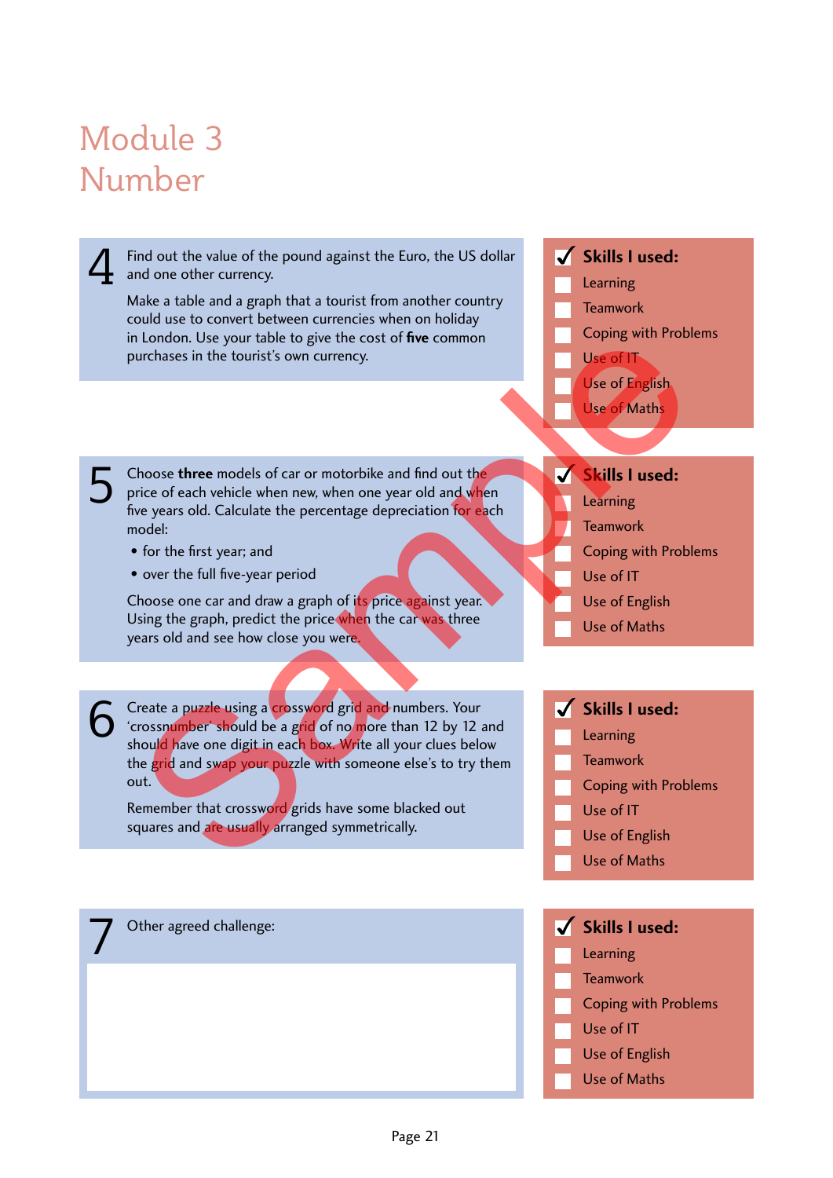# Module 3
# Number

**4** Find out the value of the pound against the Euro, the US dollar and one other currency.

Make a table and a graph that a tourist from another country could use to convert between currencies when on holiday in London. Use your table to give the cost of **five** common purchases in the tourist's own currency.

**✓ Skills I used:**

- ☐ Learning
- ☐ Teamwork
- ☐ Coping with Problems
- ☐ Use of IT
- ☐ Use of English
- ☐ Use of Maths

**5** Choose **three** models of car or motorbike and find out the price of each vehicle when new, when one year old and when five years old. Calculate the percentage depreciation for each model:

- for the first year; and
- over the full five-year period

Choose one car and draw a graph of its price against year. Using the graph, predict the price when the car was three years old and see how close you were.

**✓ Skills I used:**

- ☐ Learning
- ☐ Teamwork
- ☐ Coping with Problems
- ☐ Use of IT
- ☐ Use of English
- ☐ Use of Maths

**6** Create a puzzle using a crossword grid and numbers. Your 'crossnumber' should be a grid of no more than 12 by 12 and should have one digit in each box. Write all your clues below the grid and swap your puzzle with someone else's to try them out.

Remember that crossword grids have some blacked out squares and are usually arranged symmetrically.

**✓ Skills I used:**

- ☐ Learning
- ☐ Teamwork
- ☐ Coping with Problems
- ☐ Use of IT
- ☐ Use of English
- ☐ Use of Maths

**7** Other agreed challenge:

**✓ Skills I used:**

- ☐ Learning
- ☐ Teamwork
- ☐ Coping with Problems
- ☐ Use of IT
- ☐ Use of English
- ☐ Use of Maths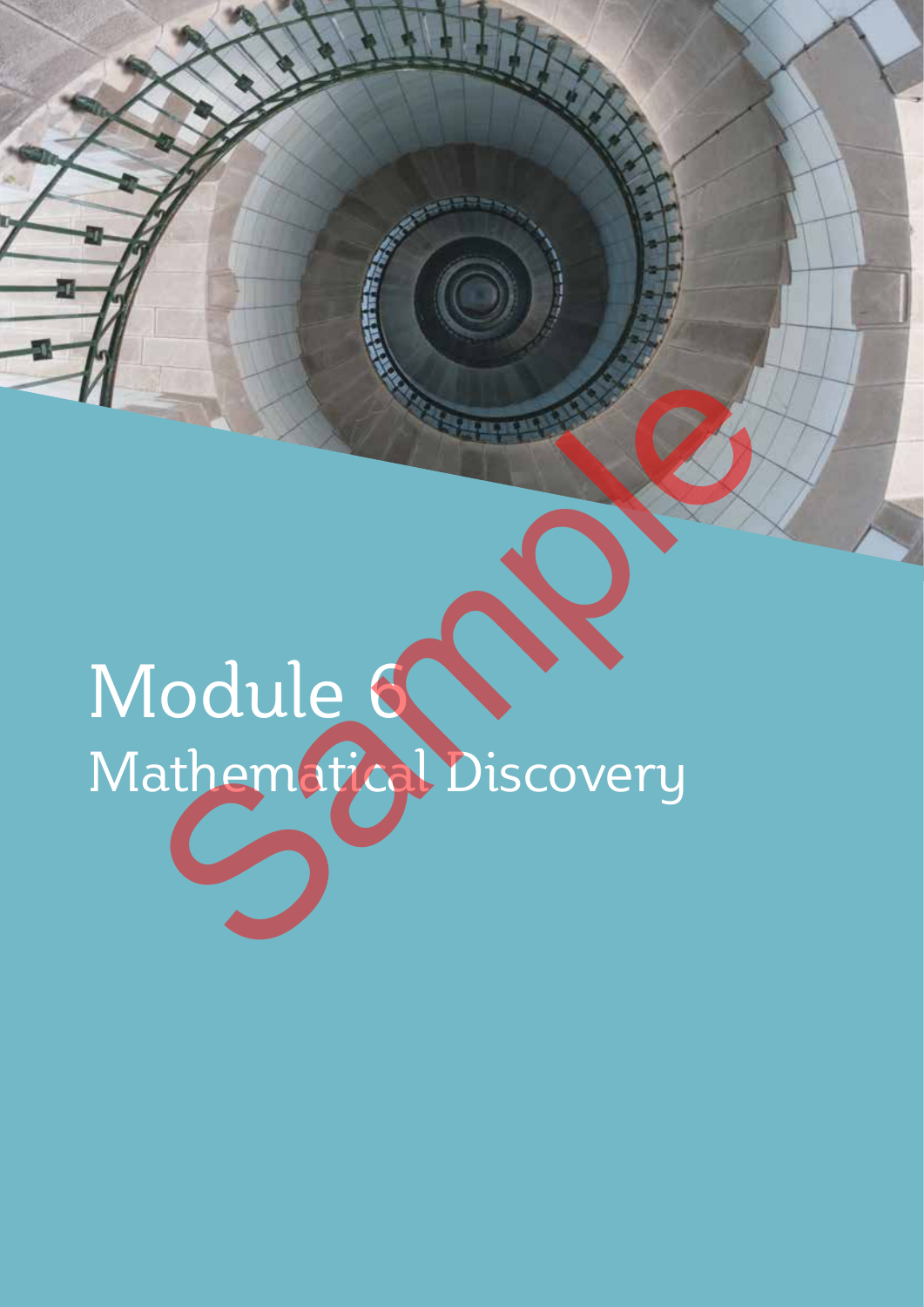# Module 6
## Mathematical Discovery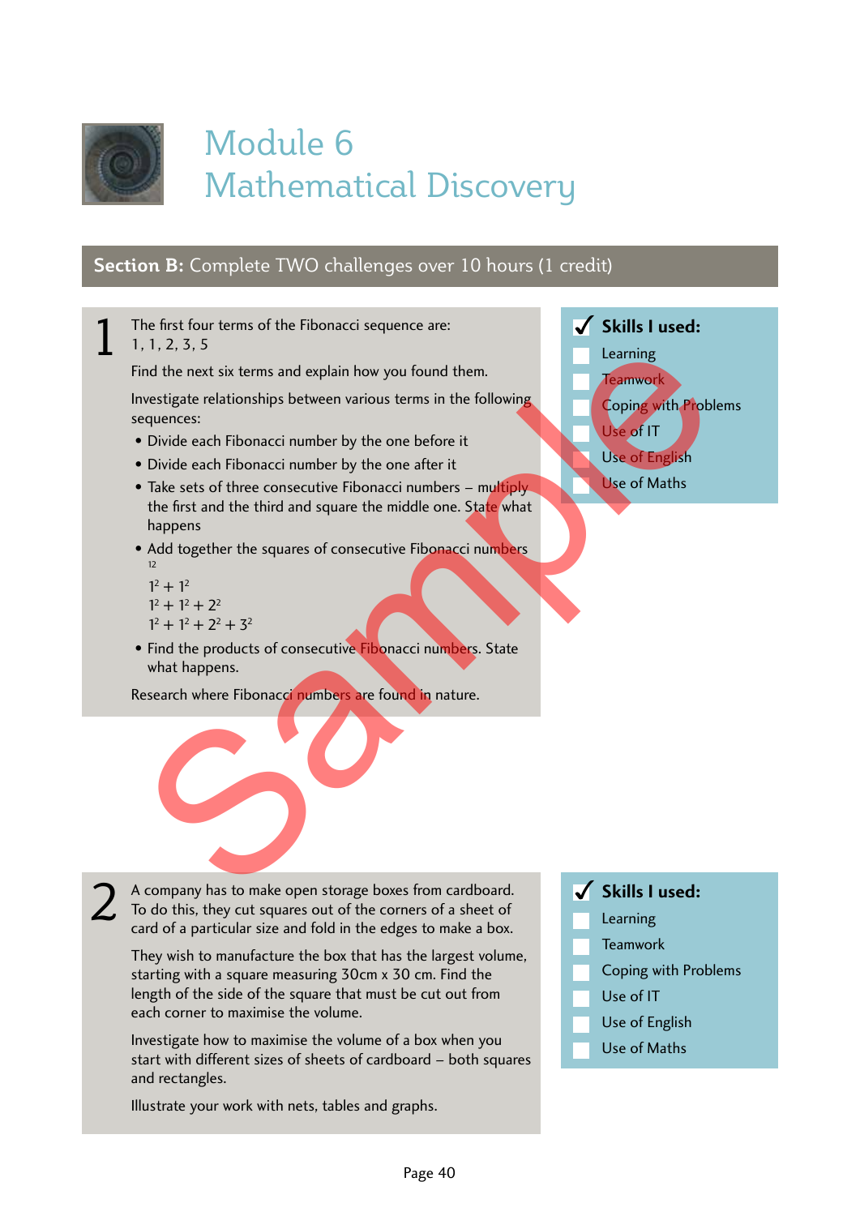# Module 6
# Mathematical Discovery

**Section B:** Complete TWO challenges over 10 hours (1 credit)

## 1

The first four terms of the Fibonacci sequence are:
1, 1, 2, 3, 5

Find the next six terms and explain how you found them.

Investigate relationships between various terms in the following sequences:

- Divide each Fibonacci number by the one before it
- Divide each Fibonacci number by the one after it
- Take sets of three consecutive Fibonacci numbers – multiply the first and the third and square the middle one. State what happens
- Add together the squares of consecutive Fibonacci numbers

  $1^2$

  $1^2 + 1^2$

  $1^2 + 1^2 + 2^2$

  $1^2 + 1^2 + 2^2 + 3^2$
- Find the products of consecutive Fibonacci numbers. State what happens.

Research where Fibonacci numbers are found in nature.

**✓ Skills I used:**

- ☐ Learning
- ☐ Teamwork
- ☐ Coping with Problems
- ☐ Use of IT
- ☐ Use of English
- ☐ Use of Maths

## 2

A company has to make open storage boxes from cardboard. To do this, they cut squares out of the corners of a sheet of card of a particular size and fold in the edges to make a box.

They wish to manufacture the box that has the largest volume, starting with a square measuring 30cm x 30 cm. Find the length of the side of the square that must be cut out from each corner to maximise the volume.

Investigate how to maximise the volume of a box when you start with different sizes of sheets of cardboard – both squares and rectangles.

Illustrate your work with nets, tables and graphs.

**✓ Skills I used:**

- ☐ Learning
- ☐ Teamwork
- ☐ Coping with Problems
- ☐ Use of IT
- ☐ Use of English
- ☐ Use of Maths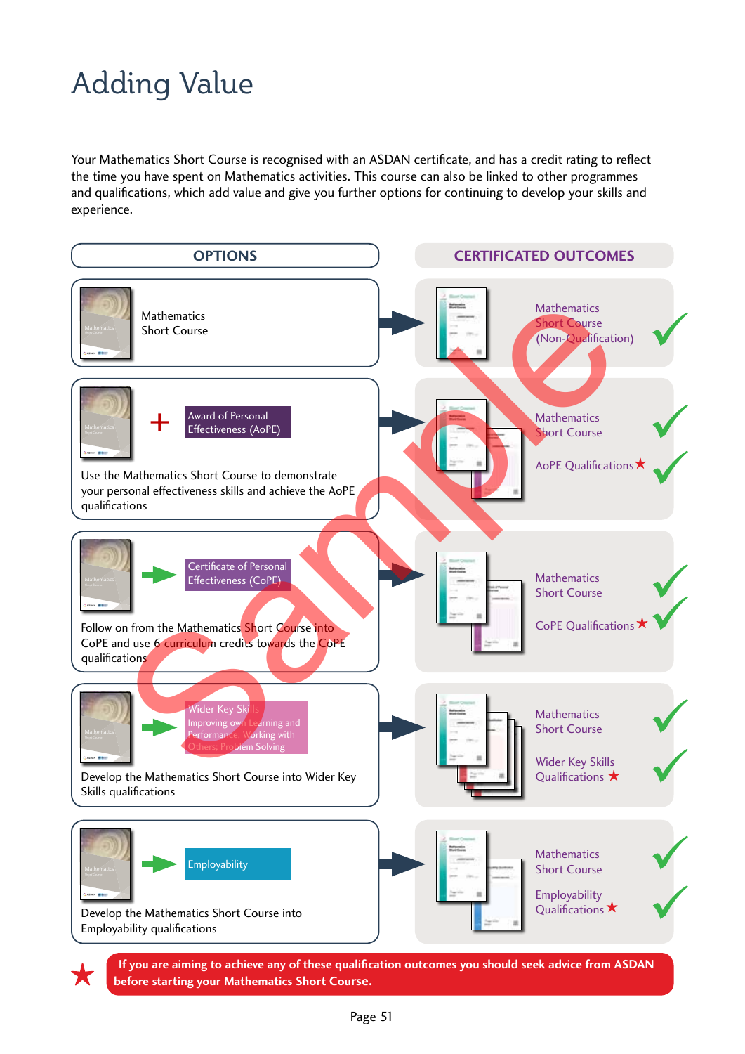# Adding Value

Your Mathematics Short Course is recognised with an ASDAN certificate, and has a credit rating to reflect the time you have spent on Mathematics activities. This course can also be linked to other programmes and qualifications, which add value and give you further options for continuing to develop your skills and experience.

| OPTIONS | CERTIFICATED OUTCOMES |
| --- | --- |
| Mathematics Short Course | Mathematics Short Course (Non-Qualification) ✓ |
| Mathematics Short Course + Award of Personal Effectiveness (AoPE). Use the Mathematics Short Course to demonstrate your personal effectiveness skills and achieve the AoPE qualifications | Mathematics Short Course ✓<br>AoPE Qualifications ★ ✓ |
| Mathematics Short Course → Certificate of Personal Effectiveness (CoPE). Follow on from the Mathematics Short Course into CoPE and use 6 curriculum credits towards the CoPE qualifications | Mathematics Short Course ✓<br>CoPE Qualifications ★ ✓ |
| Mathematics Short Course → Wider Key Skills (Improving own Learning and Performance; Working with Others; Problem Solving). Develop the Mathematics Short Course into Wider Key Skills qualifications | Mathematics Short Course ✓<br>Wider Key Skills Qualifications ★ ✓ |
| Mathematics Short Course → Employability. Develop the Mathematics Short Course into Employability qualifications | Mathematics Short Course ✓<br>Employability Qualifications ★ ✓ |

★ **If you are aiming to achieve any of these qualification outcomes you should seek advice from ASDAN before starting your Mathematics Short Course.**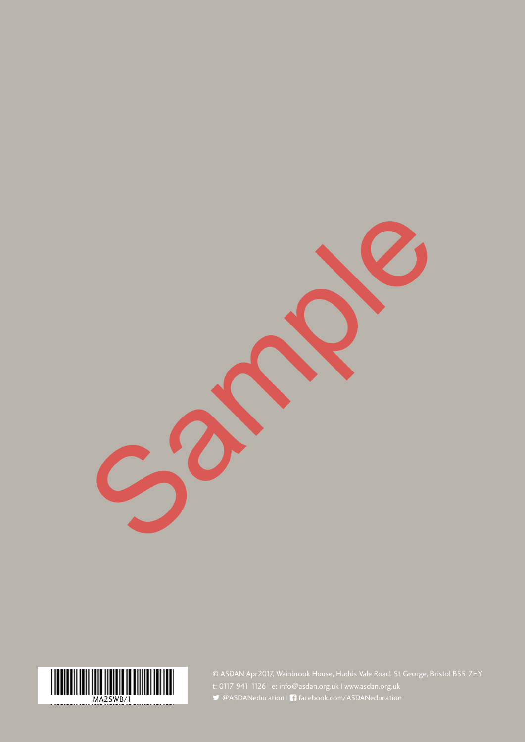Sample

MA2SWB/1

© ASDAN Apr2017, Wainbrook House, Hudds Vale Road, St George, Bristol BS5 7HY
t: 0117 941 1126 | e: info@asdan.org.uk | www.asdan.org.uk
@ASDANeducation | facebook.com/ASDANeducation